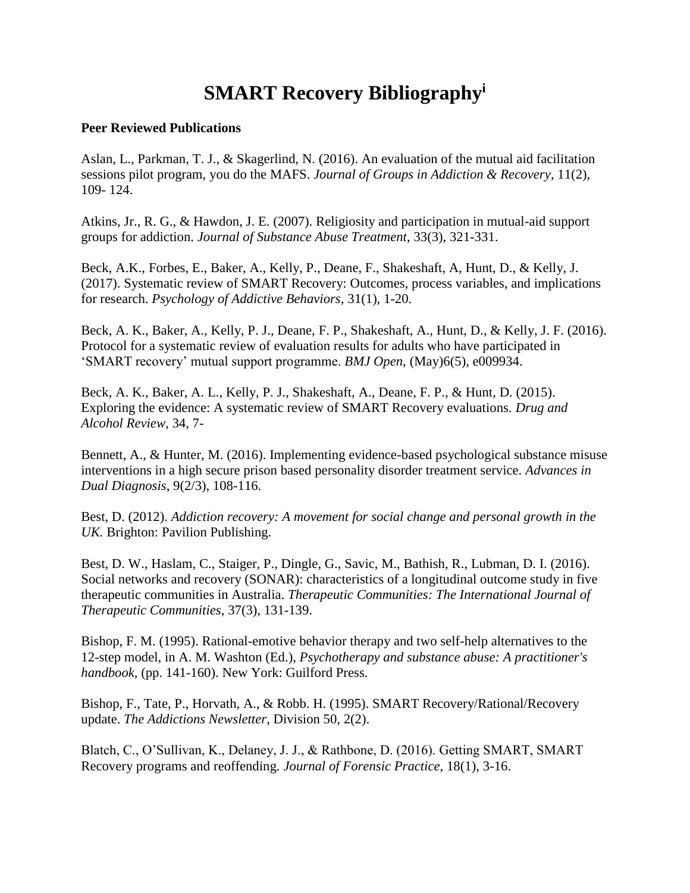# SMART Recovery Bibliography[i]

**Peer Reviewed Publications**

Aslan, L., Parkman, T. J., & Skagerlind, N. (2016). An evaluation of the mutual aid facilitation sessions pilot program, you do the MAFS. *Journal of Groups in Addiction & Recovery*, 11(2), 109- 124.

Atkins, Jr., R. G., & Hawdon, J. E. (2007). Religiosity and participation in mutual-aid support groups for addiction. *Journal of Substance Abuse Treatment*, 33(3), 321-331.

Beck, A.K., Forbes, E., Baker, A., Kelly, P., Deane, F., Shakeshaft, A, Hunt, D., & Kelly, J. (2017). Systematic review of SMART Recovery: Outcomes, process variables, and implications for research. *Psychology of Addictive Behaviors*, 31(1), 1-20.

Beck, A. K., Baker, A., Kelly, P. J., Deane, F. P., Shakeshaft, A., Hunt, D., & Kelly, J. F. (2016). Protocol for a systematic review of evaluation results for adults who have participated in 'SMART recovery' mutual support programme. *BMJ Open*, (May)6(5), e009934.

Beck, A. K., Baker, A. L., Kelly, P. J., Shakeshaft, A., Deane, F. P., & Hunt, D. (2015). Exploring the evidence: A systematic review of SMART Recovery evaluations. *Drug and Alcohol Review*, 34, 7-

Bennett, A., & Hunter, M. (2016). Implementing evidence-based psychological substance misuse interventions in a high secure prison based personality disorder treatment service. *Advances in Dual Diagnosis*, 9(2/3), 108-116.

Best, D. (2012). *Addiction recovery: A movement for social change and personal growth in the UK.* Brighton: Pavilion Publishing.

Best, D. W., Haslam, C., Staiger, P., Dingle, G., Savic, M., Bathish, R., Lubman, D. I. (2016). Social networks and recovery (SONAR): characteristics of a longitudinal outcome study in five therapeutic communities in Australia. *Therapeutic Communities: The International Journal of Therapeutic Communities*, 37(3), 131-139.

Bishop, F. M. (1995). Rational-emotive behavior therapy and two self-help alternatives to the 12-step model, in A. M. Washton (Ed.), *Psychotherapy and substance abuse: A practitioner's handbook*, (pp. 141-160). New York: Guilford Press.

Bishop, F., Tate, P., Horvath, A., & Robb. H. (1995). SMART Recovery/Rational/Recovery update. *The Addictions Newsletter*, Division 50, 2(2).

Blatch, C., O'Sullivan, K., Delaney, J. J., & Rathbone, D. (2016). Getting SMART, SMART Recovery programs and reoffending. *Journal of Forensic Practice*, 18(1), 3-16.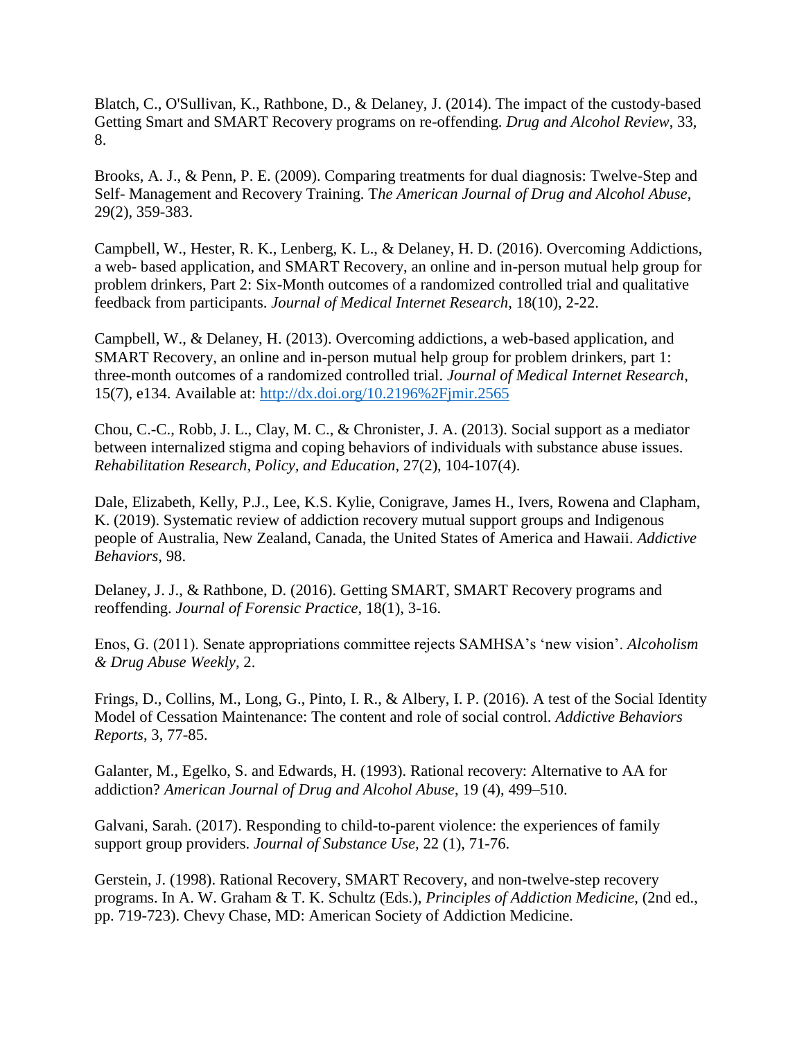Blatch, C., O'Sullivan, K., Rathbone, D., & Delaney, J. (2014). The impact of the custody-based Getting Smart and SMART Recovery programs on re-offending. *Drug and Alcohol Review*, 33, 8.

Brooks, A. J., & Penn, P. E. (2009). Comparing treatments for dual diagnosis: Twelve-Step and Self- Management and Recovery Training. T*he American Journal of Drug and Alcohol Abuse*, 29(2), 359-383.

Campbell, W., Hester, R. K., Lenberg, K. L., & Delaney, H. D. (2016). Overcoming Addictions, a web- based application, and SMART Recovery, an online and in-person mutual help group for problem drinkers, Part 2: Six-Month outcomes of a randomized controlled trial and qualitative feedback from participants. *Journal of Medical Internet Research*, 18(10), 2-22.

Campbell, W., & Delaney, H. (2013). Overcoming addictions, a web-based application, and SMART Recovery, an online and in-person mutual help group for problem drinkers, part 1: three-month outcomes of a randomized controlled trial. *Journal of Medical Internet Research*, 15(7), e134. Available at: [http://dx.doi.org/10.2196%2Fjmir.2565](http://dx.doi.org/10.2196%2Fjmir.2565)

Chou, C.-C., Robb, J. L., Clay, M. C., & Chronister, J. A. (2013). Social support as a mediator between internalized stigma and coping behaviors of individuals with substance abuse issues. *Rehabilitation Research, Policy, and Education*, 27(2), 104-107(4).

Dale, Elizabeth, Kelly, P.J., Lee, K.S. Kylie, Conigrave, James H., Ivers, Rowena and Clapham, K. (2019). Systematic review of addiction recovery mutual support groups and Indigenous people of Australia, New Zealand, Canada, the United States of America and Hawaii. *Addictive Behaviors*, 98.

Delaney, J. J., & Rathbone, D. (2016). Getting SMART, SMART Recovery programs and reoffending. *Journal of Forensic Practice*, 18(1), 3-16.

Enos, G. (2011). Senate appropriations committee rejects SAMHSA's 'new vision'. *Alcoholism & Drug Abuse Weekly*, 2.

Frings, D., Collins, M., Long, G., Pinto, I. R., & Albery, I. P. (2016). A test of the Social Identity Model of Cessation Maintenance: The content and role of social control. *Addictive Behaviors Reports*, 3, 77-85.

Galanter, M., Egelko, S. and Edwards, H. (1993). Rational recovery: Alternative to AA for addiction? *American Journal of Drug and Alcohol Abuse*, 19 (4), 499–510.

Galvani, Sarah. (2017). Responding to child-to-parent violence: the experiences of family support group providers. *Journal of Substance Use*, 22 (1), 71-76.

Gerstein, J. (1998). Rational Recovery, SMART Recovery, and non-twelve-step recovery programs. In A. W. Graham & T. K. Schultz (Eds.), *Principles of Addiction Medicine*, (2nd ed., pp. 719-723). Chevy Chase, MD: American Society of Addiction Medicine.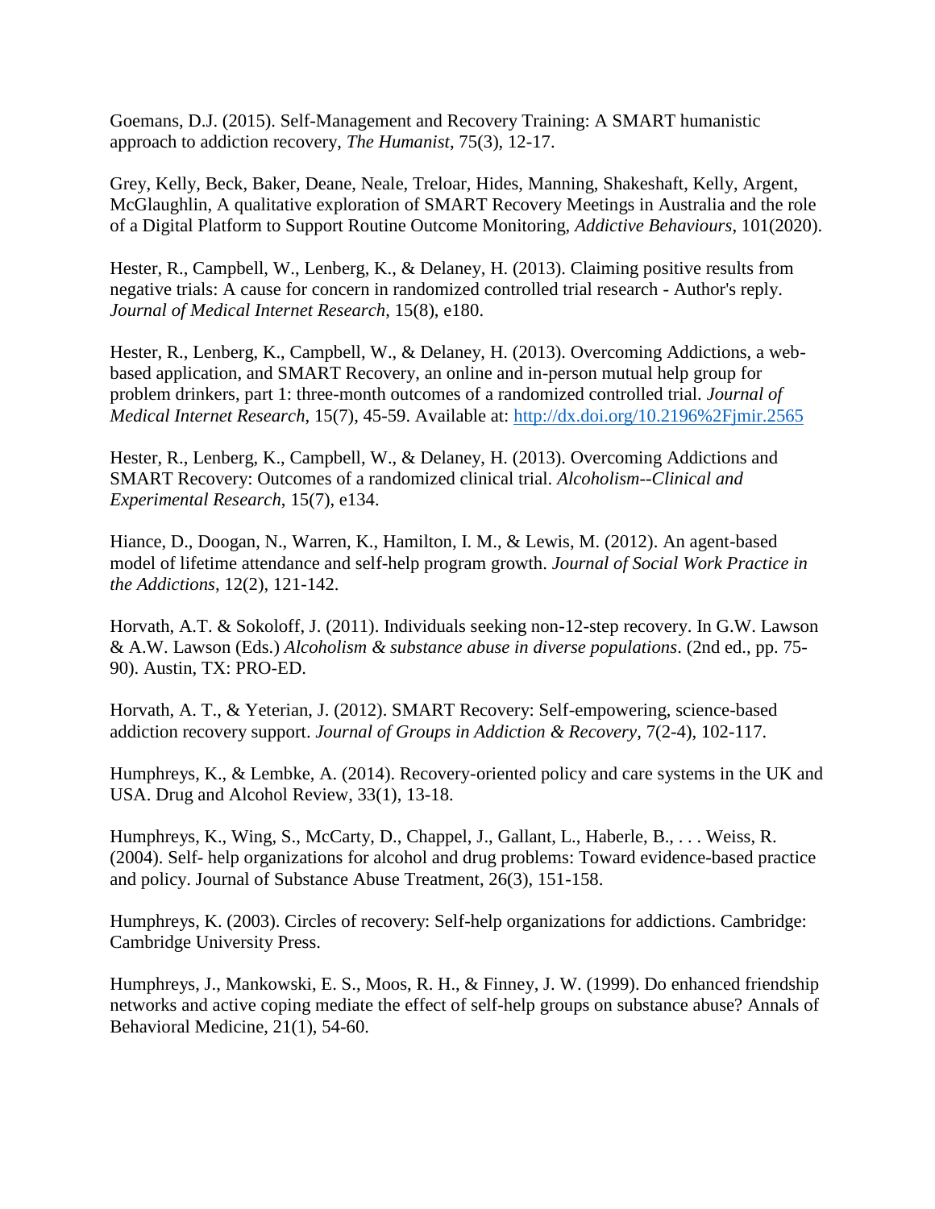Goemans, D.J. (2015). Self-Management and Recovery Training: A SMART humanistic approach to addiction recovery, *The Humanist*, 75(3), 12-17.

Grey, Kelly, Beck, Baker, Deane, Neale, Treloar, Hides, Manning, Shakeshaft, Kelly, Argent, McGlaughlin, A qualitative exploration of SMART Recovery Meetings in Australia and the role of a Digital Platform to Support Routine Outcome Monitoring, *Addictive Behaviours*, 101(2020).

Hester, R., Campbell, W., Lenberg, K., & Delaney, H. (2013). Claiming positive results from negative trials: A cause for concern in randomized controlled trial research - Author's reply. *Journal of Medical Internet Research*, 15(8), e180.

Hester, R., Lenberg, K., Campbell, W., & Delaney, H. (2013). Overcoming Addictions, a web-based application, and SMART Recovery, an online and in-person mutual help group for problem drinkers, part 1: three-month outcomes of a randomized controlled trial. *Journal of Medical Internet Research*, 15(7), 45-59. Available at: [http://dx.doi.org/10.2196%2Fjmir.2565](http://dx.doi.org/10.2196%2Fjmir.2565)

Hester, R., Lenberg, K., Campbell, W., & Delaney, H. (2013). Overcoming Addictions and SMART Recovery: Outcomes of a randomized clinical trial. *Alcoholism--Clinical and Experimental Research*, 15(7), e134.

Hiance, D., Doogan, N., Warren, K., Hamilton, I. M., & Lewis, M. (2012). An agent-based model of lifetime attendance and self-help program growth. *Journal of Social Work Practice in the Addictions*, 12(2), 121-142.

Horvath, A.T. & Sokoloff, J. (2011). Individuals seeking non-12-step recovery. In G.W. Lawson & A.W. Lawson (Eds.) *Alcoholism & substance abuse in diverse populations*. (2nd ed., pp. 75-90). Austin, TX: PRO-ED.

Horvath, A. T., & Yeterian, J. (2012). SMART Recovery: Self-empowering, science-based addiction recovery support. *Journal of Groups in Addiction & Recovery*, 7(2-4), 102-117.

Humphreys, K., & Lembke, A. (2014). Recovery-oriented policy and care systems in the UK and USA. Drug and Alcohol Review, 33(1), 13-18.

Humphreys, K., Wing, S., McCarty, D., Chappel, J., Gallant, L., Haberle, B., . . . Weiss, R. (2004). Self- help organizations for alcohol and drug problems: Toward evidence-based practice and policy. Journal of Substance Abuse Treatment, 26(3), 151-158.

Humphreys, K. (2003). Circles of recovery: Self-help organizations for addictions. Cambridge: Cambridge University Press.

Humphreys, J., Mankowski, E. S., Moos, R. H., & Finney, J. W. (1999). Do enhanced friendship networks and active coping mediate the effect of self-help groups on substance abuse? Annals of Behavioral Medicine, 21(1), 54-60.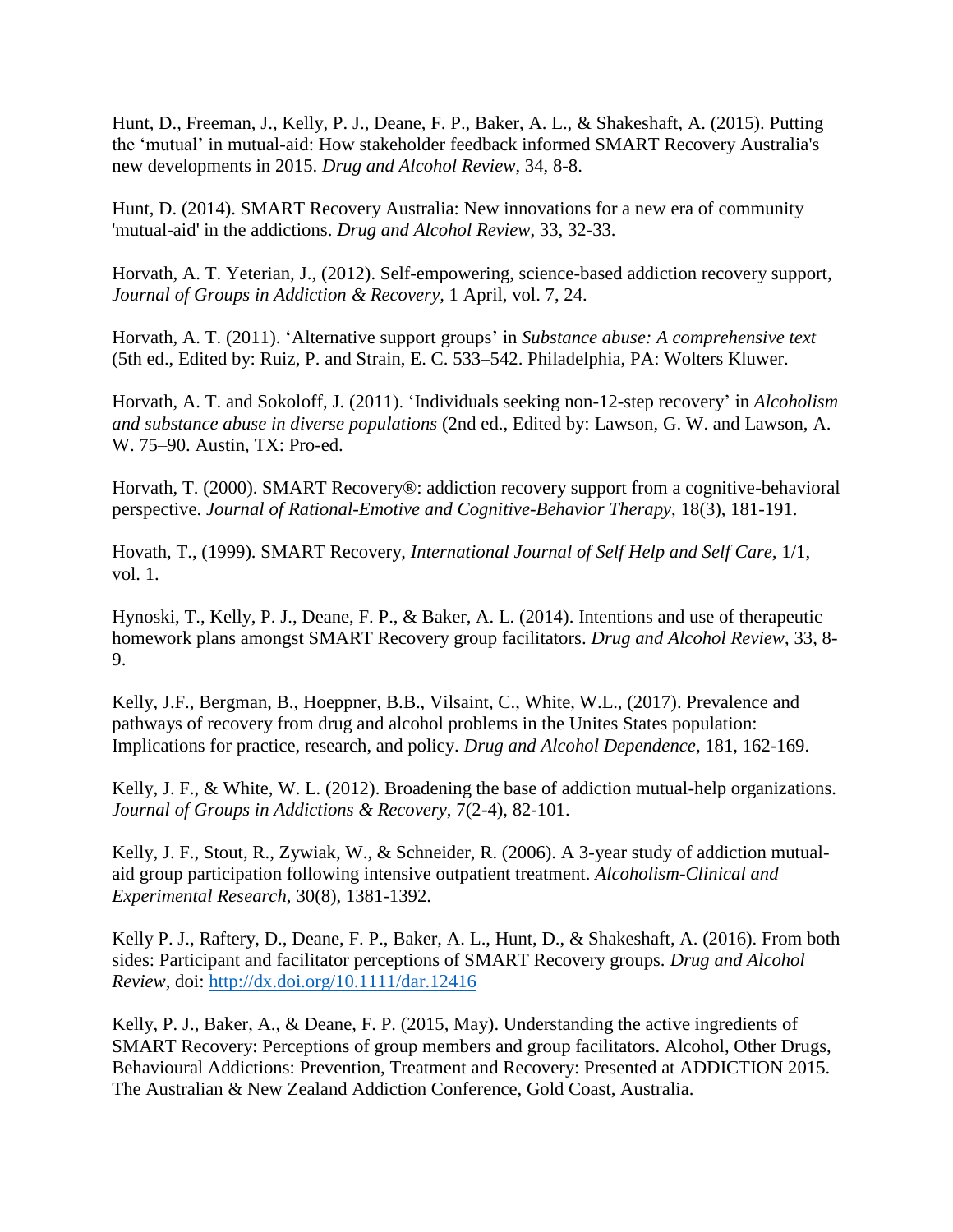Hunt, D., Freeman, J., Kelly, P. J., Deane, F. P., Baker, A. L., & Shakeshaft, A. (2015). Putting the 'mutual' in mutual-aid: How stakeholder feedback informed SMART Recovery Australia's new developments in 2015. *Drug and Alcohol Review*, 34, 8-8.

Hunt, D. (2014). SMART Recovery Australia: New innovations for a new era of community 'mutual-aid' in the addictions. *Drug and Alcohol Review*, 33, 32-33.

Horvath, A. T. Yeterian, J., (2012). Self-empowering, science-based addiction recovery support, *Journal of Groups in Addiction & Recovery*, 1 April, vol. 7, 24.

Horvath, A. T. (2011). 'Alternative support groups' in *Substance abuse: A comprehensive text* (5th ed., Edited by: Ruiz, P. and Strain, E. C. 533–542. Philadelphia, PA: Wolters Kluwer.

Horvath, A. T. and Sokoloff, J. (2011). 'Individuals seeking non-12-step recovery' in *Alcoholism and substance abuse in diverse populations* (2nd ed., Edited by: Lawson, G. W. and Lawson, A. W. 75–90. Austin, TX: Pro-ed.

Horvath, T. (2000). SMART Recovery®: addiction recovery support from a cognitive-behavioral perspective. *Journal of Rational-Emotive and Cognitive-Behavior Therapy*, 18(3), 181-191.

Hovath, T., (1999). SMART Recovery, *International Journal of Self Help and Self Care*, 1/1, vol. 1.

Hynoski, T., Kelly, P. J., Deane, F. P., & Baker, A. L. (2014). Intentions and use of therapeutic homework plans amongst SMART Recovery group facilitators. *Drug and Alcohol Review*, 33, 8-9.

Kelly, J.F., Bergman, B., Hoeppner, B.B., Vilsaint, C., White, W.L., (2017). Prevalence and pathways of recovery from drug and alcohol problems in the Unites States population: Implications for practice, research, and policy. *Drug and Alcohol Dependence*, 181, 162-169.

Kelly, J. F., & White, W. L. (2012). Broadening the base of addiction mutual-help organizations. *Journal of Groups in Addictions & Recovery*, 7(2-4), 82-101.

Kelly, J. F., Stout, R., Zywiak, W., & Schneider, R. (2006). A 3-year study of addiction mutual-aid group participation following intensive outpatient treatment. *Alcoholism-Clinical and Experimental Research*, 30(8), 1381-1392.

Kelly P. J., Raftery, D., Deane, F. P., Baker, A. L., Hunt, D., & Shakeshaft, A. (2016). From both sides: Participant and facilitator perceptions of SMART Recovery groups. *Drug and Alcohol Review*, doi: http://dx.doi.org/10.1111/dar.12416

Kelly, P. J., Baker, A., & Deane, F. P. (2015, May). Understanding the active ingredients of SMART Recovery: Perceptions of group members and group facilitators. Alcohol, Other Drugs, Behavioural Addictions: Prevention, Treatment and Recovery: Presented at ADDICTION 2015. The Australian & New Zealand Addiction Conference, Gold Coast, Australia.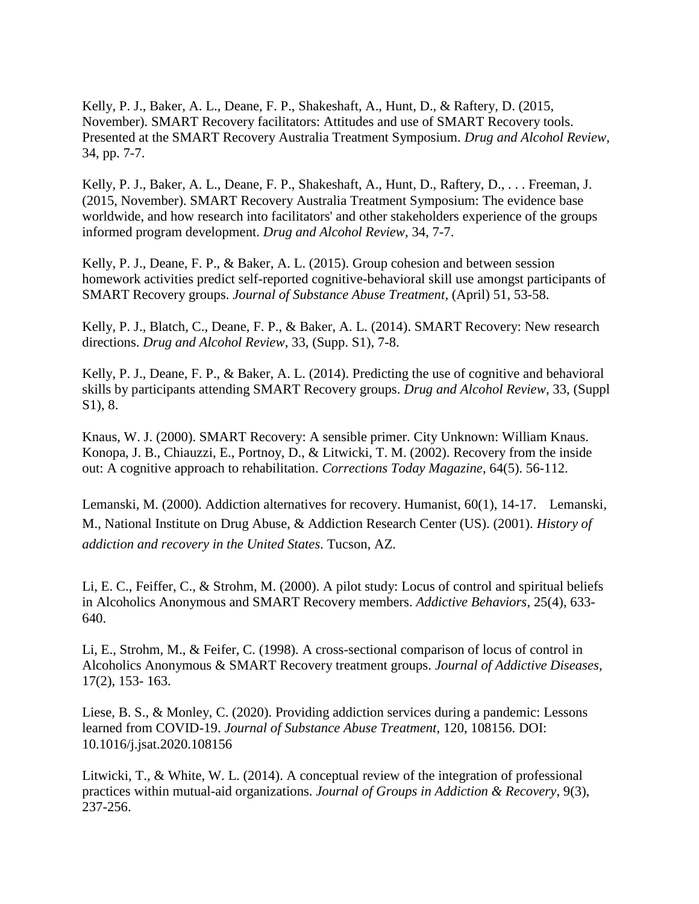Kelly, P. J., Baker, A. L., Deane, F. P., Shakeshaft, A., Hunt, D., & Raftery, D. (2015, November). SMART Recovery facilitators: Attitudes and use of SMART Recovery tools. Presented at the SMART Recovery Australia Treatment Symposium. *Drug and Alcohol Review*, 34, pp. 7-7.

Kelly, P. J., Baker, A. L., Deane, F. P., Shakeshaft, A., Hunt, D., Raftery, D., . . . Freeman, J. (2015, November). SMART Recovery Australia Treatment Symposium: The evidence base worldwide, and how research into facilitators' and other stakeholders experience of the groups informed program development. *Drug and Alcohol Review*, 34, 7-7.

Kelly, P. J., Deane, F. P., & Baker, A. L. (2015). Group cohesion and between session homework activities predict self-reported cognitive-behavioral skill use amongst participants of SMART Recovery groups. *Journal of Substance Abuse Treatment*, (April) 51, 53-58.

Kelly, P. J., Blatch, C., Deane, F. P., & Baker, A. L. (2014). SMART Recovery: New research directions. *Drug and Alcohol Review*, 33, (Supp. S1), 7-8.

Kelly, P. J., Deane, F. P., & Baker, A. L. (2014). Predicting the use of cognitive and behavioral skills by participants attending SMART Recovery groups. *Drug and Alcohol Review*, 33, (Suppl S1), 8.

Knaus, W. J. (2000). SMART Recovery: A sensible primer. City Unknown: William Knaus. Konopa, J. B., Chiauzzi, E., Portnoy, D., & Litwicki, T. M. (2002). Recovery from the inside out: A cognitive approach to rehabilitation. *Corrections Today Magazine*, 64(5). 56-112.

Lemanski, M. (2000). Addiction alternatives for recovery. Humanist, 60(1), 14-17. Lemanski, M., National Institute on Drug Abuse, & Addiction Research Center (US). (2001). *History of addiction and recovery in the United States*. Tucson, AZ.

Li, E. C., Feiffer, C., & Strohm, M. (2000). A pilot study: Locus of control and spiritual beliefs in Alcoholics Anonymous and SMART Recovery members. *Addictive Behaviors*, 25(4), 633-640.

Li, E., Strohm, M., & Feifer, C. (1998). A cross-sectional comparison of locus of control in Alcoholics Anonymous & SMART Recovery treatment groups. *Journal of Addictive Diseases*, 17(2), 153- 163.

Liese, B. S., & Monley, C. (2020). Providing addiction services during a pandemic: Lessons learned from COVID-19. *Journal of Substance Abuse Treatment*, 120, 108156. DOI: 10.1016/j.jsat.2020.108156

Litwicki, T., & White, W. L. (2014). A conceptual review of the integration of professional practices within mutual-aid organizations. *Journal of Groups in Addiction & Recovery*, 9(3), 237-256.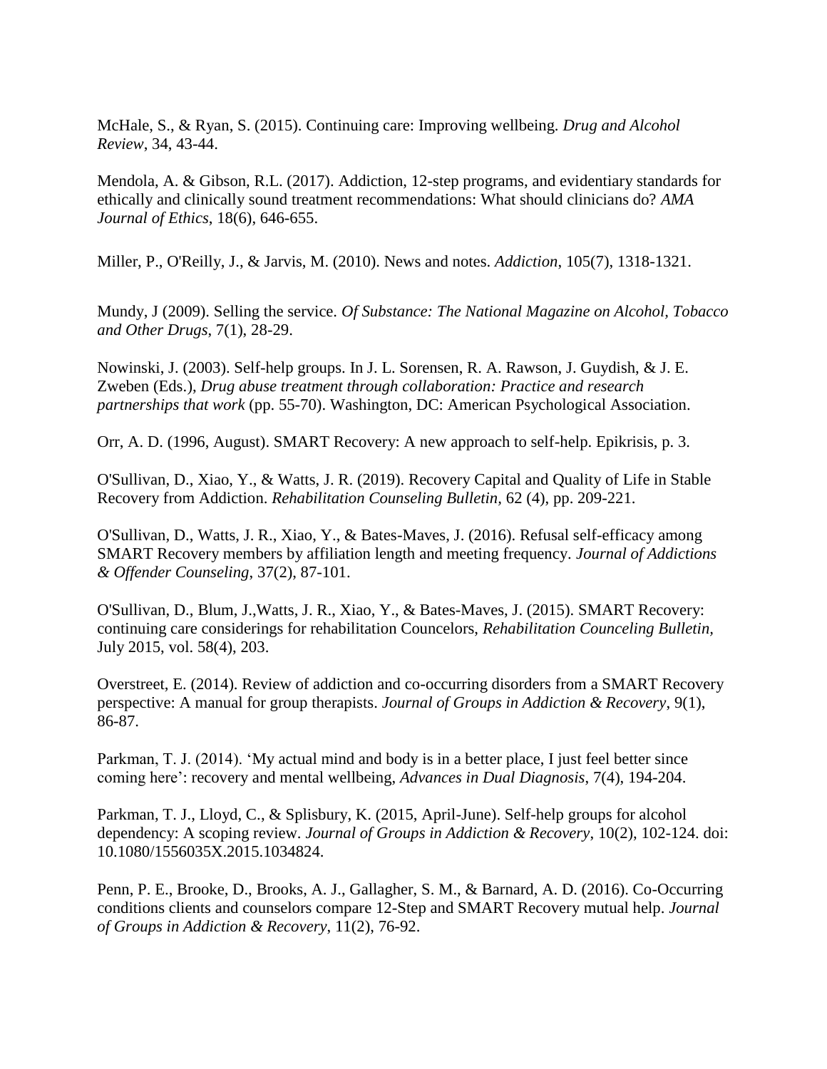McHale, S., & Ryan, S. (2015). Continuing care: Improving wellbeing. *Drug and Alcohol Review*, 34, 43-44.

Mendola, A. & Gibson, R.L. (2017). Addiction, 12-step programs, and evidentiary standards for ethically and clinically sound treatment recommendations: What should clinicians do? *AMA Journal of Ethics*, 18(6), 646-655.

Miller, P., O'Reilly, J., & Jarvis, M. (2010). News and notes. *Addiction*, 105(7), 1318-1321.

Mundy, J (2009). Selling the service. *Of Substance: The National Magazine on Alcohol, Tobacco and Other Drugs*, 7(1), 28-29.

Nowinski, J. (2003). Self-help groups. In J. L. Sorensen, R. A. Rawson, J. Guydish, & J. E. Zweben (Eds.), *Drug abuse treatment through collaboration: Practice and research partnerships that work* (pp. 55-70). Washington, DC: American Psychological Association.

Orr, A. D. (1996, August). SMART Recovery: A new approach to self-help. Epikrisis, p. 3.

O'Sullivan, D., Xiao, Y., & Watts, J. R. (2019). Recovery Capital and Quality of Life in Stable Recovery from Addiction. *Rehabilitation Counseling Bulletin*, 62 (4), pp. 209-221.

O'Sullivan, D., Watts, J. R., Xiao, Y., & Bates-Maves, J. (2016). Refusal self-efficacy among SMART Recovery members by affiliation length and meeting frequency. *Journal of Addictions & Offender Counseling*, 37(2), 87-101.

O'Sullivan, D., Blum, J.,Watts, J. R., Xiao, Y., & Bates-Maves, J. (2015). SMART Recovery: continuing care considerings for rehabilitation Councelors, *Rehabilitation Counceling Bulletin,* July 2015, vol. 58(4), 203.

Overstreet, E. (2014). Review of addiction and co-occurring disorders from a SMART Recovery perspective: A manual for group therapists. *Journal of Groups in Addiction & Recovery*, 9(1), 86-87.

Parkman, T. J. (2014). 'My actual mind and body is in a better place, I just feel better since coming here': recovery and mental wellbeing, *Advances in Dual Diagnosis*, 7(4), 194-204.

Parkman, T. J., Lloyd, C., & Splisbury, K. (2015, April-June). Self-help groups for alcohol dependency: A scoping review. *Journal of Groups in Addiction & Recovery*, 10(2), 102-124. doi: 10.1080/1556035X.2015.1034824.

Penn, P. E., Brooke, D., Brooks, A. J., Gallagher, S. M., & Barnard, A. D. (2016). Co-Occurring conditions clients and counselors compare 12-Step and SMART Recovery mutual help. *Journal of Groups in Addiction & Recovery*, 11(2), 76-92.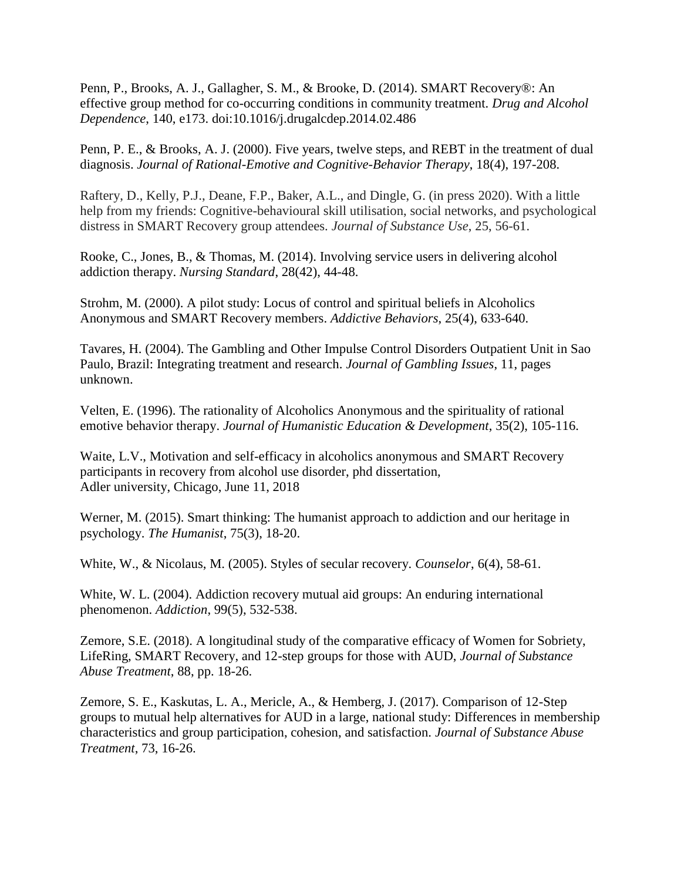Penn, P., Brooks, A. J., Gallagher, S. M., & Brooke, D. (2014). SMART Recovery®: An effective group method for co-occurring conditions in community treatment. *Drug and Alcohol Dependence*, 140, e173. doi:10.1016/j.drugalcdep.2014.02.486

Penn, P. E., & Brooks, A. J. (2000). Five years, twelve steps, and REBT in the treatment of dual diagnosis. *Journal of Rational-Emotive and Cognitive-Behavior Therapy*, 18(4), 197-208.

Raftery, D., Kelly, P.J., Deane, F.P., Baker, A.L., and Dingle, G. (in press 2020). With a little help from my friends: Cognitive-behavioural skill utilisation, social networks, and psychological distress in SMART Recovery group attendees. *Journal of Substance Use*, 25, 56-61.

Rooke, C., Jones, B., & Thomas, M. (2014). Involving service users in delivering alcohol addiction therapy. *Nursing Standard*, 28(42), 44-48.

Strohm, M. (2000). A pilot study: Locus of control and spiritual beliefs in Alcoholics Anonymous and SMART Recovery members. *Addictive Behaviors*, 25(4), 633-640.

Tavares, H. (2004). The Gambling and Other Impulse Control Disorders Outpatient Unit in Sao Paulo, Brazil: Integrating treatment and research. *Journal of Gambling Issues*, 11, pages unknown.

Velten, E. (1996). The rationality of Alcoholics Anonymous and the spirituality of rational emotive behavior therapy. *Journal of Humanistic Education & Development*, 35(2), 105-116.

Waite, L.V., Motivation and self-efficacy in alcoholics anonymous and SMART Recovery participants in recovery from alcohol use disorder, phd dissertation, Adler university, Chicago, June 11, 2018

Werner, M. (2015). Smart thinking: The humanist approach to addiction and our heritage in psychology. *The Humanist*, 75(3), 18-20.

White, W., & Nicolaus, M. (2005). Styles of secular recovery. *Counselor*, 6(4), 58-61.

White, W. L. (2004). Addiction recovery mutual aid groups: An enduring international phenomenon. *Addiction*, 99(5), 532-538.

Zemore, S.E. (2018). A longitudinal study of the comparative efficacy of Women for Sobriety, LifeRing, SMART Recovery, and 12-step groups for those with AUD, *Journal of Substance Abuse Treatment*, 88, pp. 18-26.

Zemore, S. E., Kaskutas, L. A., Mericle, A., & Hemberg, J. (2017). Comparison of 12-Step groups to mutual help alternatives for AUD in a large, national study: Differences in membership characteristics and group participation, cohesion, and satisfaction. *Journal of Substance Abuse Treatment*, 73, 16-26.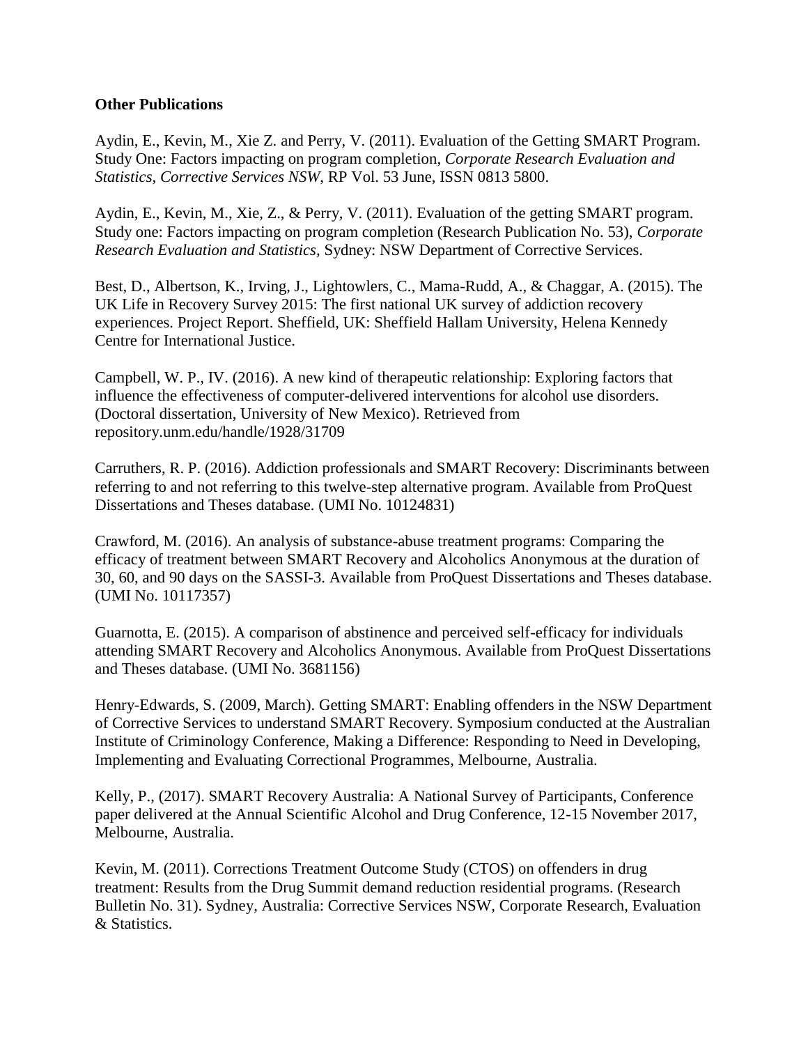**Other Publications**

Aydin, E., Kevin, M., Xie Z. and Perry, V. (2011). Evaluation of the Getting SMART Program. Study One: Factors impacting on program completion, *Corporate Research Evaluation and Statistics, Corrective Services NSW*, RP Vol. 53 June, ISSN 0813 5800.

Aydin, E., Kevin, M., Xie, Z., & Perry, V. (2011). Evaluation of the getting SMART program. Study one: Factors impacting on program completion (Research Publication No. 53), *Corporate Research Evaluation and Statistics*, Sydney: NSW Department of Corrective Services.

Best, D., Albertson, K., Irving, J., Lightowlers, C., Mama-Rudd, A., & Chaggar, A. (2015). The UK Life in Recovery Survey 2015: The first national UK survey of addiction recovery experiences. Project Report. Sheffield, UK: Sheffield Hallam University, Helena Kennedy Centre for International Justice.

Campbell, W. P., IV. (2016). A new kind of therapeutic relationship: Exploring factors that influence the effectiveness of computer-delivered interventions for alcohol use disorders. (Doctoral dissertation, University of New Mexico). Retrieved from repository.unm.edu/handle/1928/31709

Carruthers, R. P. (2016). Addiction professionals and SMART Recovery: Discriminants between referring to and not referring to this twelve-step alternative program. Available from ProQuest Dissertations and Theses database. (UMI No. 10124831)

Crawford, M. (2016). An analysis of substance-abuse treatment programs: Comparing the efficacy of treatment between SMART Recovery and Alcoholics Anonymous at the duration of 30, 60, and 90 days on the SASSI-3. Available from ProQuest Dissertations and Theses database. (UMI No. 10117357)

Guarnotta, E. (2015). A comparison of abstinence and perceived self-efficacy for individuals attending SMART Recovery and Alcoholics Anonymous. Available from ProQuest Dissertations and Theses database. (UMI No. 3681156)

Henry-Edwards, S. (2009, March). Getting SMART: Enabling offenders in the NSW Department of Corrective Services to understand SMART Recovery. Symposium conducted at the Australian Institute of Criminology Conference, Making a Difference: Responding to Need in Developing, Implementing and Evaluating Correctional Programmes, Melbourne, Australia.

Kelly, P., (2017). SMART Recovery Australia: A National Survey of Participants, Conference paper delivered at the Annual Scientific Alcohol and Drug Conference, 12-15 November 2017, Melbourne, Australia.

Kevin, M. (2011). Corrections Treatment Outcome Study (CTOS) on offenders in drug treatment: Results from the Drug Summit demand reduction residential programs. (Research Bulletin No. 31). Sydney, Australia: Corrective Services NSW, Corporate Research, Evaluation & Statistics.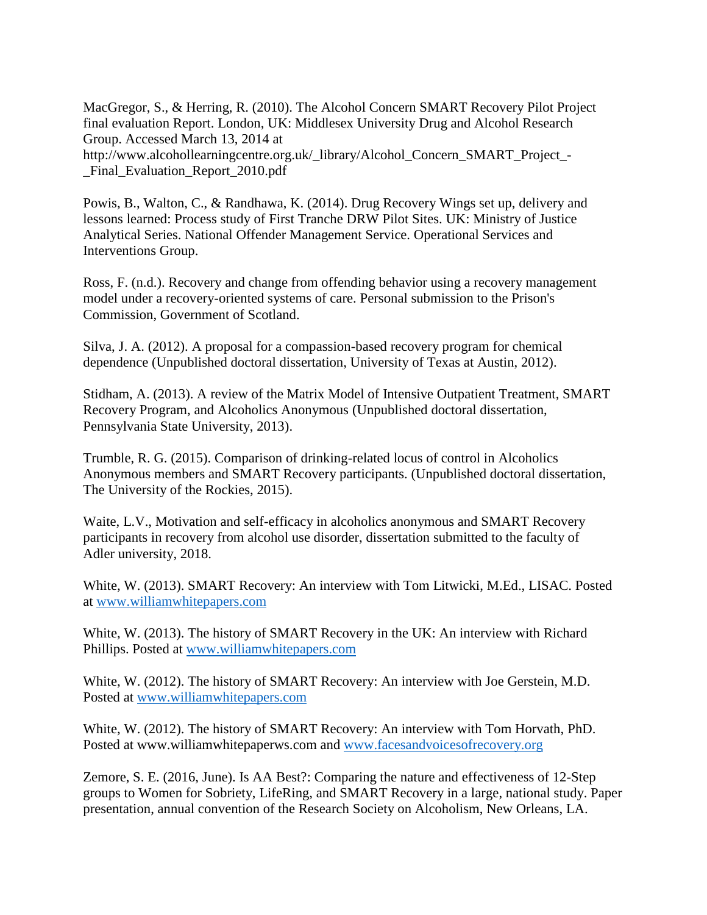MacGregor, S., & Herring, R. (2010). The Alcohol Concern SMART Recovery Pilot Project final evaluation Report. London, UK: Middlesex University Drug and Alcohol Research Group. Accessed March 13, 2014 at http://www.alcohollearningcentre.org.uk/_library/Alcohol_Concern_SMART_Project_-_Final_Evaluation_Report_2010.pdf

Powis, B., Walton, C., & Randhawa, K. (2014). Drug Recovery Wings set up, delivery and lessons learned: Process study of First Tranche DRW Pilot Sites. UK: Ministry of Justice Analytical Series. National Offender Management Service. Operational Services and Interventions Group.

Ross, F. (n.d.). Recovery and change from offending behavior using a recovery management model under a recovery-oriented systems of care. Personal submission to the Prison's Commission, Government of Scotland.

Silva, J. A. (2012). A proposal for a compassion-based recovery program for chemical dependence (Unpublished doctoral dissertation, University of Texas at Austin, 2012).

Stidham, A. (2013). A review of the Matrix Model of Intensive Outpatient Treatment, SMART Recovery Program, and Alcoholics Anonymous (Unpublished doctoral dissertation, Pennsylvania State University, 2013).

Trumble, R. G. (2015). Comparison of drinking-related locus of control in Alcoholics Anonymous members and SMART Recovery participants. (Unpublished doctoral dissertation, The University of the Rockies, 2015).

Waite, L.V., Motivation and self-efficacy in alcoholics anonymous and SMART Recovery participants in recovery from alcohol use disorder, dissertation submitted to the faculty of Adler university, 2018.

White, W. (2013). SMART Recovery: An interview with Tom Litwicki, M.Ed., LISAC. Posted at www.williamwhitepapers.com

White, W. (2013). The history of SMART Recovery in the UK: An interview with Richard Phillips. Posted at www.williamwhitepapers.com

White, W. (2012). The history of SMART Recovery: An interview with Joe Gerstein, M.D. Posted at www.williamwhitepapers.com

White, W. (2012). The history of SMART Recovery: An interview with Tom Horvath, PhD. Posted at www.williamwhitepaperws.com and www.facesandvoicesofrecovery.org

Zemore, S. E. (2016, June). Is AA Best?: Comparing the nature and effectiveness of 12-Step groups to Women for Sobriety, LifeRing, and SMART Recovery in a large, national study. Paper presentation, annual convention of the Research Society on Alcoholism, New Orleans, LA.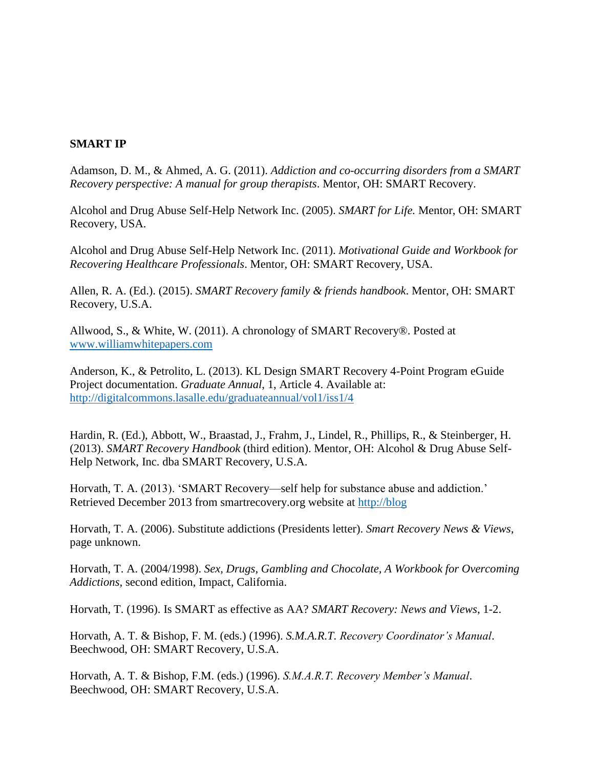**SMART IP**

Adamson, D. M., & Ahmed, A. G. (2011). *Addiction and co-occurring disorders from a SMART Recovery perspective: A manual for group therapists*. Mentor, OH: SMART Recovery.

Alcohol and Drug Abuse Self-Help Network Inc. (2005). *SMART for Life.* Mentor, OH: SMART Recovery, USA.

Alcohol and Drug Abuse Self-Help Network Inc. (2011). *Motivational Guide and Workbook for Recovering Healthcare Professionals*. Mentor, OH: SMART Recovery, USA.

Allen, R. A. (Ed.). (2015). *SMART Recovery family & friends handbook*. Mentor, OH: SMART Recovery, U.S.A.

Allwood, S., & White, W. (2011). A chronology of SMART Recovery®. Posted at www.williamwhitepapers.com

Anderson, K., & Petrolito, L. (2013). KL Design SMART Recovery 4-Point Program eGuide Project documentation. *Graduate Annual*, 1, Article 4. Available at: http://digitalcommons.lasalle.edu/graduateannual/vol1/iss1/4

Hardin, R. (Ed.), Abbott, W., Braastad, J., Frahm, J., Lindel, R., Phillips, R., & Steinberger, H. (2013). *SMART Recovery Handbook* (third edition). Mentor, OH: Alcohol & Drug Abuse Self-Help Network, Inc. dba SMART Recovery, U.S.A.

Horvath, T. A. (2013). 'SMART Recovery—self help for substance abuse and addiction.' Retrieved December 2013 from smartrecovery.org website at http://blog

Horvath, T. A. (2006). Substitute addictions (Presidents letter). *Smart Recovery News & Views*, page unknown.

Horvath, T. A. (2004/1998). *Sex, Drugs, Gambling and Chocolate, A Workbook for Overcoming Addictions,* second edition, Impact, California.

Horvath, T. (1996). Is SMART as effective as AA? *SMART Recovery: News and Views*, 1-2.

Horvath, A. T. & Bishop, F. M. (eds.) (1996). *S.M.A.R.T. Recovery Coordinator's Manual*. Beechwood, OH: SMART Recovery, U.S.A.

Horvath, A. T. & Bishop, F.M. (eds.) (1996). *S.M.A.R.T. Recovery Member's Manual*. Beechwood, OH: SMART Recovery, U.S.A.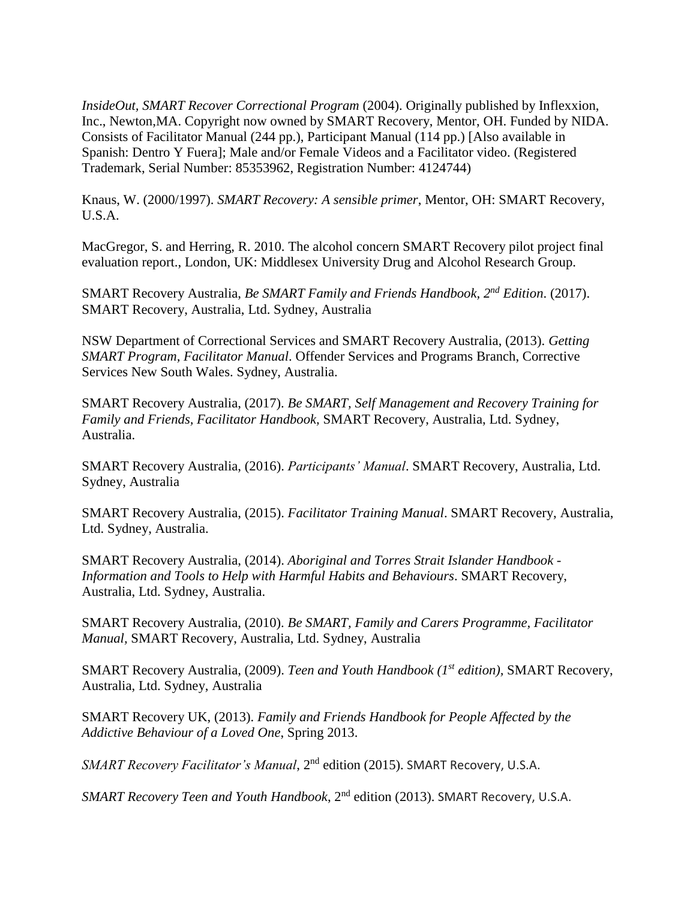*InsideOut, SMART Recover Correctional Program* (2004). Originally published by Inflexxion, Inc., Newton,MA. Copyright now owned by SMART Recovery, Mentor, OH. Funded by NIDA. Consists of Facilitator Manual (244 pp.), Participant Manual (114 pp.) [Also available in Spanish: Dentro Y Fuera]; Male and/or Female Videos and a Facilitator video. (Registered Trademark, Serial Number: 85353962, Registration Number: 4124744)

Knaus, W. (2000/1997). *SMART Recovery: A sensible primer*, Mentor, OH: SMART Recovery, U.S.A.

MacGregor, S. and Herring, R. 2010. The alcohol concern SMART Recovery pilot project final evaluation report., London, UK: Middlesex University Drug and Alcohol Research Group.

SMART Recovery Australia, *Be SMART Family and Friends Handbook, 2nd Edition*. (2017). SMART Recovery, Australia, Ltd. Sydney, Australia

NSW Department of Correctional Services and SMART Recovery Australia, (2013). *Getting SMART Program, Facilitator Manual*. Offender Services and Programs Branch, Corrective Services New South Wales. Sydney, Australia.

SMART Recovery Australia, (2017). *Be SMART, Self Management and Recovery Training for Family and Friends, Facilitator Handbook,* SMART Recovery, Australia, Ltd. Sydney, Australia.

SMART Recovery Australia, (2016). *Participants' Manual*. SMART Recovery, Australia, Ltd. Sydney, Australia

SMART Recovery Australia, (2015). *Facilitator Training Manual*. SMART Recovery, Australia, Ltd. Sydney, Australia.

SMART Recovery Australia, (2014). *Aboriginal and Torres Strait Islander Handbook - Information and Tools to Help with Harmful Habits and Behaviours*. SMART Recovery, Australia, Ltd. Sydney, Australia.

SMART Recovery Australia, (2010). *Be SMART, Family and Carers Programme, Facilitator Manual,* SMART Recovery, Australia, Ltd. Sydney, Australia

SMART Recovery Australia, (2009). *Teen and Youth Handbook (1st edition),* SMART Recovery, Australia, Ltd. Sydney, Australia

SMART Recovery UK, (2013). *Family and Friends Handbook for People Affected by the Addictive Behaviour of a Loved One*, Spring 2013.

*SMART Recovery Facilitator's Manual*, 2nd edition (2015). SMART Recovery, U.S.A.

*SMART Recovery Teen and Youth Handbook*, 2nd edition (2013). SMART Recovery, U.S.A.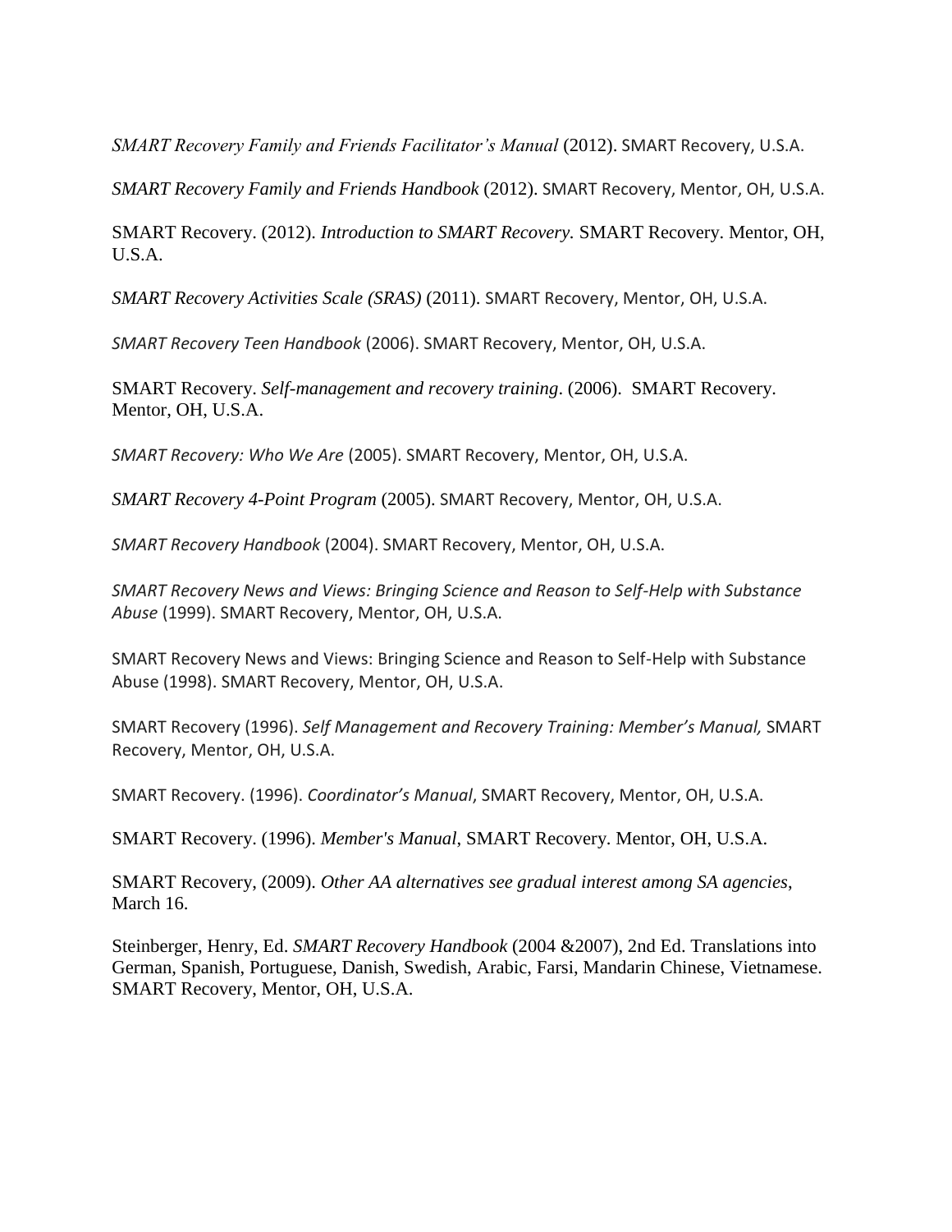*SMART Recovery Family and Friends Facilitator's Manual* (2012). SMART Recovery, U.S.A.

*SMART Recovery Family and Friends Handbook* (2012). SMART Recovery, Mentor, OH, U.S.A.

SMART Recovery. (2012). *Introduction to SMART Recovery.* SMART Recovery. Mentor, OH, U.S.A.

*SMART Recovery Activities Scale (SRAS)* (2011). SMART Recovery, Mentor, OH, U.S.A.

*SMART Recovery Teen Handbook* (2006). SMART Recovery, Mentor, OH, U.S.A.

SMART Recovery. *Self-management and recovery training*. (2006). SMART Recovery. Mentor, OH, U.S.A.

*SMART Recovery: Who We Are* (2005). SMART Recovery, Mentor, OH, U.S.A.

*SMART Recovery 4-Point Program* (2005). SMART Recovery, Mentor, OH, U.S.A.

*SMART Recovery Handbook* (2004). SMART Recovery, Mentor, OH, U.S.A.

*SMART Recovery News and Views: Bringing Science and Reason to Self-Help with Substance Abuse* (1999). SMART Recovery, Mentor, OH, U.S.A.

SMART Recovery News and Views: Bringing Science and Reason to Self-Help with Substance Abuse (1998). SMART Recovery, Mentor, OH, U.S.A.

SMART Recovery (1996). *Self Management and Recovery Training: Member's Manual,* SMART Recovery, Mentor, OH, U.S.A.

SMART Recovery. (1996). *Coordinator's Manual*, SMART Recovery, Mentor, OH, U.S.A.

SMART Recovery. (1996). *Member's Manual*, SMART Recovery. Mentor, OH, U.S.A.

SMART Recovery, (2009). *Other AA alternatives see gradual interest among SA agencies*, March 16.

Steinberger, Henry, Ed. *SMART Recovery Handbook* (2004 &2007), 2nd Ed. Translations into German, Spanish, Portuguese, Danish, Swedish, Arabic, Farsi, Mandarin Chinese, Vietnamese. SMART Recovery, Mentor, OH, U.S.A.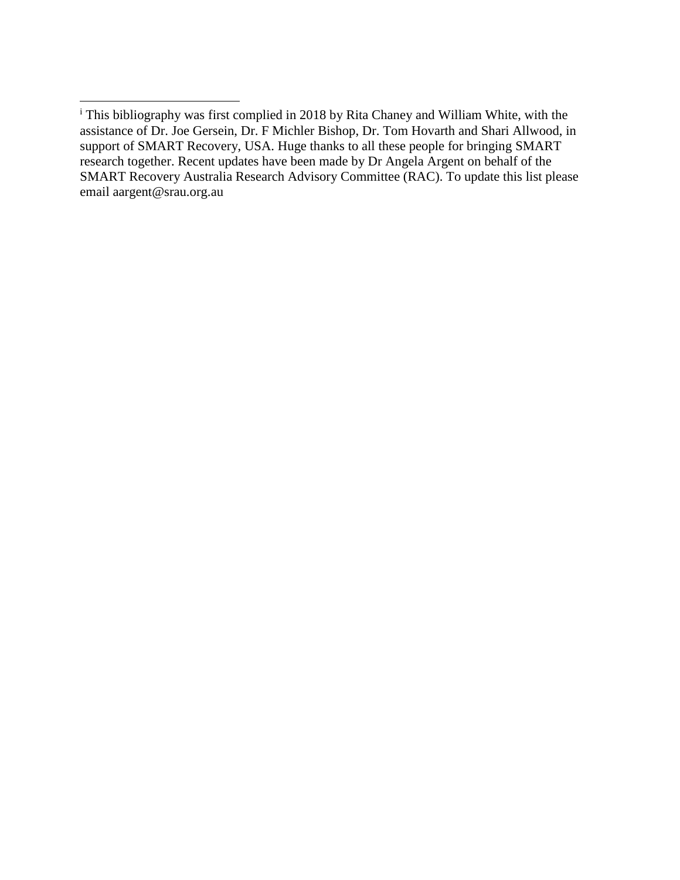[i] This bibliography was first complied in 2018 by Rita Chaney and William White, with the assistance of Dr. Joe Gersein, Dr. F Michler Bishop, Dr. Tom Hovarth and Shari Allwood, in support of SMART Recovery, USA. Huge thanks to all these people for bringing SMART research together. Recent updates have been made by Dr Angela Argent on behalf of the SMART Recovery Australia Research Advisory Committee (RAC). To update this list please email aargent@srau.org.au